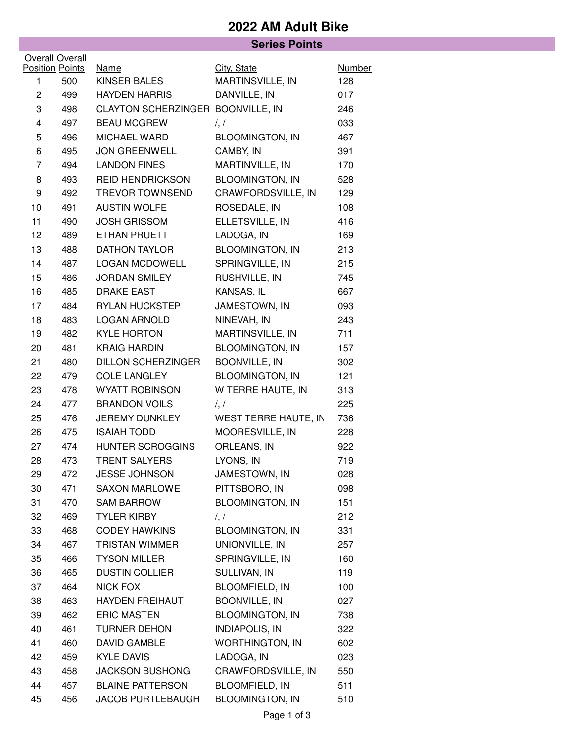# 2022 AM Adult Bike

## Series Points

| Overall Position | Overall Points | Name | City, State | Number |
|---|---|---|---|---|
| 1 | 500 | KINSER BALES | MARTINSVILLE, IN | 128 |
| 2 | 499 | HAYDEN HARRIS | DANVILLE, IN | 017 |
| 3 | 498 | CLAYTON SCHERZINGER | BOONVILLE, IN | 246 |
| 4 | 497 | BEAU MCGREW | /, / | 033 |
| 5 | 496 | MICHAEL WARD | BLOOMINGTON, IN | 467 |
| 6 | 495 | JON GREENWELL | CAMBY, IN | 391 |
| 7 | 494 | LANDON FINES | MARTINVILLE, IN | 170 |
| 8 | 493 | REID HENDRICKSON | BLOOMINGTON, IN | 528 |
| 9 | 492 | TREVOR TOWNSEND | CRAWFORDSVILLE, IN | 129 |
| 10 | 491 | AUSTIN WOLFE | ROSEDALE, IN | 108 |
| 11 | 490 | JOSH GRISSOM | ELLETSVILLE, IN | 416 |
| 12 | 489 | ETHAN PRUETT | LADOGA, IN | 169 |
| 13 | 488 | DATHON TAYLOR | BLOOMINGTON, IN | 213 |
| 14 | 487 | LOGAN MCDOWELL | SPRINGVILLE, IN | 215 |
| 15 | 486 | JORDAN SMILEY | RUSHVILLE, IN | 745 |
| 16 | 485 | DRAKE EAST | KANSAS, IL | 667 |
| 17 | 484 | RYLAN HUCKSTEP | JAMESTOWN, IN | 093 |
| 18 | 483 | LOGAN ARNOLD | NINEVAH, IN | 243 |
| 19 | 482 | KYLE HORTON | MARTINSVILLE, IN | 711 |
| 20 | 481 | KRAIG HARDIN | BLOOMINGTON, IN | 157 |
| 21 | 480 | DILLON SCHERZINGER | BOONVILLE, IN | 302 |
| 22 | 479 | COLE LANGLEY | BLOOMINGTON, IN | 121 |
| 23 | 478 | WYATT ROBINSON | W TERRE HAUTE, IN | 313 |
| 24 | 477 | BRANDON VOILS | /, / | 225 |
| 25 | 476 | JEREMY DUNKLEY | WEST TERRE HAUTE, IN | 736 |
| 26 | 475 | ISAIAH TODD | MOORESVILLE, IN | 228 |
| 27 | 474 | HUNTER SCROGGINS | ORLEANS, IN | 922 |
| 28 | 473 | TRENT SALYERS | LYONS, IN | 719 |
| 29 | 472 | JESSE JOHNSON | JAMESTOWN, IN | 028 |
| 30 | 471 | SAXON MARLOWE | PITTSBORO, IN | 098 |
| 31 | 470 | SAM BARROW | BLOOMINGTON, IN | 151 |
| 32 | 469 | TYLER KIRBY | /, / | 212 |
| 33 | 468 | CODEY HAWKINS | BLOOMINGTON, IN | 331 |
| 34 | 467 | TRISTAN WIMMER | UNIONVILLE, IN | 257 |
| 35 | 466 | TYSON MILLER | SPRINGVILLE, IN | 160 |
| 36 | 465 | DUSTIN COLLIER | SULLIVAN, IN | 119 |
| 37 | 464 | NICK FOX | BLOOMFIELD, IN | 100 |
| 38 | 463 | HAYDEN FREIHAUT | BOONVILLE, IN | 027 |
| 39 | 462 | ERIC MASTEN | BLOOMINGTON, IN | 738 |
| 40 | 461 | TURNER DEHON | INDIAPOLIS, IN | 322 |
| 41 | 460 | DAVID GAMBLE | WORTHINGTON, IN | 602 |
| 42 | 459 | KYLE DAVIS | LADOGA, IN | 023 |
| 43 | 458 | JACKSON BUSHONG | CRAWFORDSVILLE, IN | 550 |
| 44 | 457 | BLAINE PATTERSON | BLOOMFIELD, IN | 511 |
| 45 | 456 | JACOB PURTLEBAUGH | BLOOMINGTON, IN | 510 |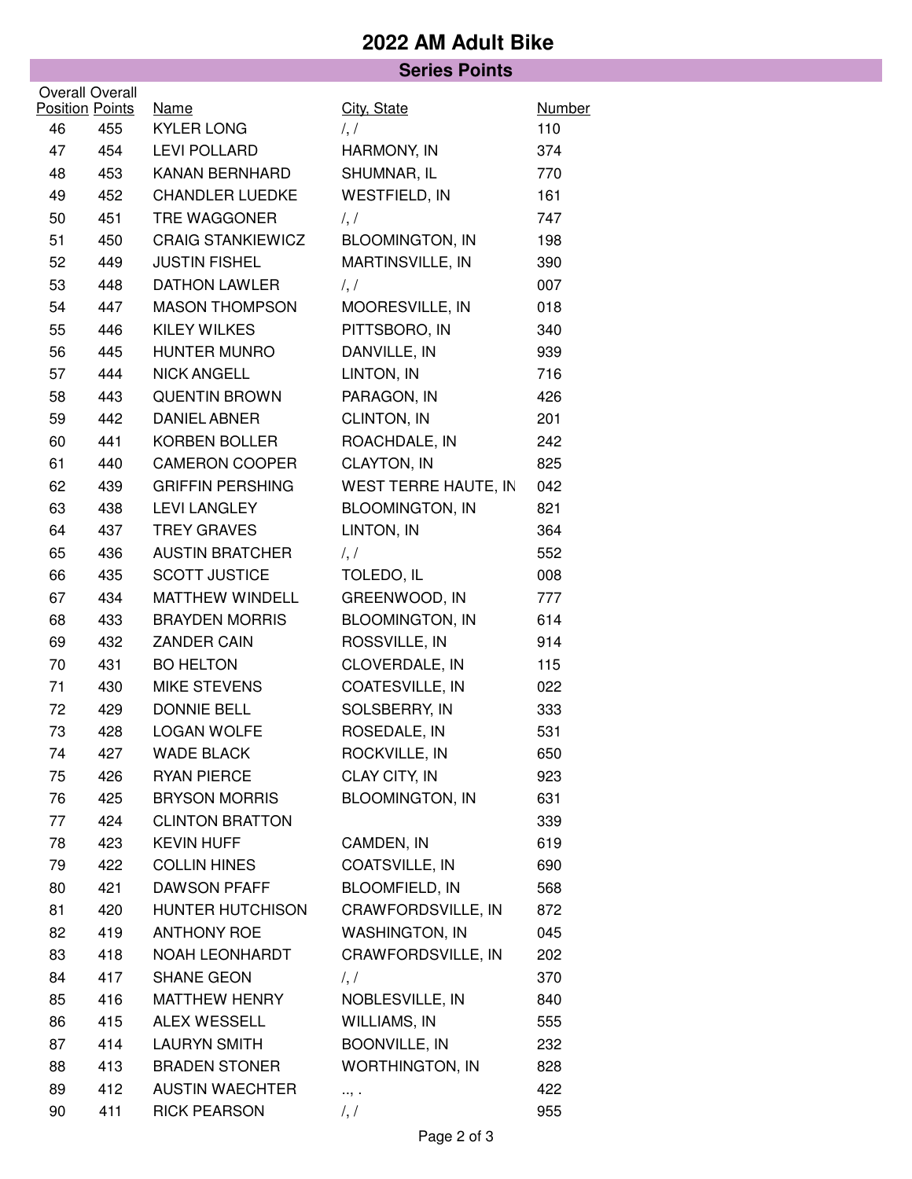# 2022 AM Adult Bike

## Series Points

| Overall Position | Overall Points | Name | City, State | Number |
|---|---|---|---|---|
| 46 | 455 | KYLER LONG | /, / | 110 |
| 47 | 454 | LEVI POLLARD | HARMONY, IN | 374 |
| 48 | 453 | KANAN BERNHARD | SHUMNAR, IL | 770 |
| 49 | 452 | CHANDLER LUEDKE | WESTFIELD, IN | 161 |
| 50 | 451 | TRE WAGGONER | /, / | 747 |
| 51 | 450 | CRAIG STANKIEWICZ | BLOOMINGTON, IN | 198 |
| 52 | 449 | JUSTIN FISHEL | MARTINSVILLE, IN | 390 |
| 53 | 448 | DATHON LAWLER | /, / | 007 |
| 54 | 447 | MASON THOMPSON | MOORESVILLE, IN | 018 |
| 55 | 446 | KILEY WILKES | PITTSBORO, IN | 340 |
| 56 | 445 | HUNTER MUNRO | DANVILLE, IN | 939 |
| 57 | 444 | NICK ANGELL | LINTON, IN | 716 |
| 58 | 443 | QUENTIN BROWN | PARAGON, IN | 426 |
| 59 | 442 | DANIEL ABNER | CLINTON, IN | 201 |
| 60 | 441 | KORBEN BOLLER | ROACHDALE, IN | 242 |
| 61 | 440 | CAMERON COOPER | CLAYTON, IN | 825 |
| 62 | 439 | GRIFFIN PERSHING | WEST TERRE HAUTE, IN | 042 |
| 63 | 438 | LEVI LANGLEY | BLOOMINGTON, IN | 821 |
| 64 | 437 | TREY GRAVES | LINTON, IN | 364 |
| 65 | 436 | AUSTIN BRATCHER | /, / | 552 |
| 66 | 435 | SCOTT JUSTICE | TOLEDO, IL | 008 |
| 67 | 434 | MATTHEW WINDELL | GREENWOOD, IN | 777 |
| 68 | 433 | BRAYDEN MORRIS | BLOOMINGTON, IN | 614 |
| 69 | 432 | ZANDER CAIN | ROSSVILLE, IN | 914 |
| 70 | 431 | BO HELTON | CLOVERDALE, IN | 115 |
| 71 | 430 | MIKE STEVENS | COATESVILLE, IN | 022 |
| 72 | 429 | DONNIE BELL | SOLSBERRY, IN | 333 |
| 73 | 428 | LOGAN WOLFE | ROSEDALE, IN | 531 |
| 74 | 427 | WADE BLACK | ROCKVILLE, IN | 650 |
| 75 | 426 | RYAN PIERCE | CLAY CITY, IN | 923 |
| 76 | 425 | BRYSON MORRIS | BLOOMINGTON, IN | 631 |
| 77 | 424 | CLINTON BRATTON | | 339 |
| 78 | 423 | KEVIN HUFF | CAMDEN, IN | 619 |
| 79 | 422 | COLLIN HINES | COATSVILLE, IN | 690 |
| 80 | 421 | DAWSON PFAFF | BLOOMFIELD, IN | 568 |
| 81 | 420 | HUNTER HUTCHISON | CRAWFORDSVILLE, IN | 872 |
| 82 | 419 | ANTHONY ROE | WASHINGTON, IN | 045 |
| 83 | 418 | NOAH LEONHARDT | CRAWFORDSVILLE, IN | 202 |
| 84 | 417 | SHANE GEON | /, / | 370 |
| 85 | 416 | MATTHEW HENRY | NOBLESVILLE, IN | 840 |
| 86 | 415 | ALEX WESSELL | WILLIAMS, IN | 555 |
| 87 | 414 | LAURYN SMITH | BOONVILLE, IN | 232 |
| 88 | 413 | BRADEN STONER | WORTHINGTON, IN | 828 |
| 89 | 412 | AUSTIN WAECHTER | .., . | 422 |
| 90 | 411 | RICK PEARSON | /, / | 955 |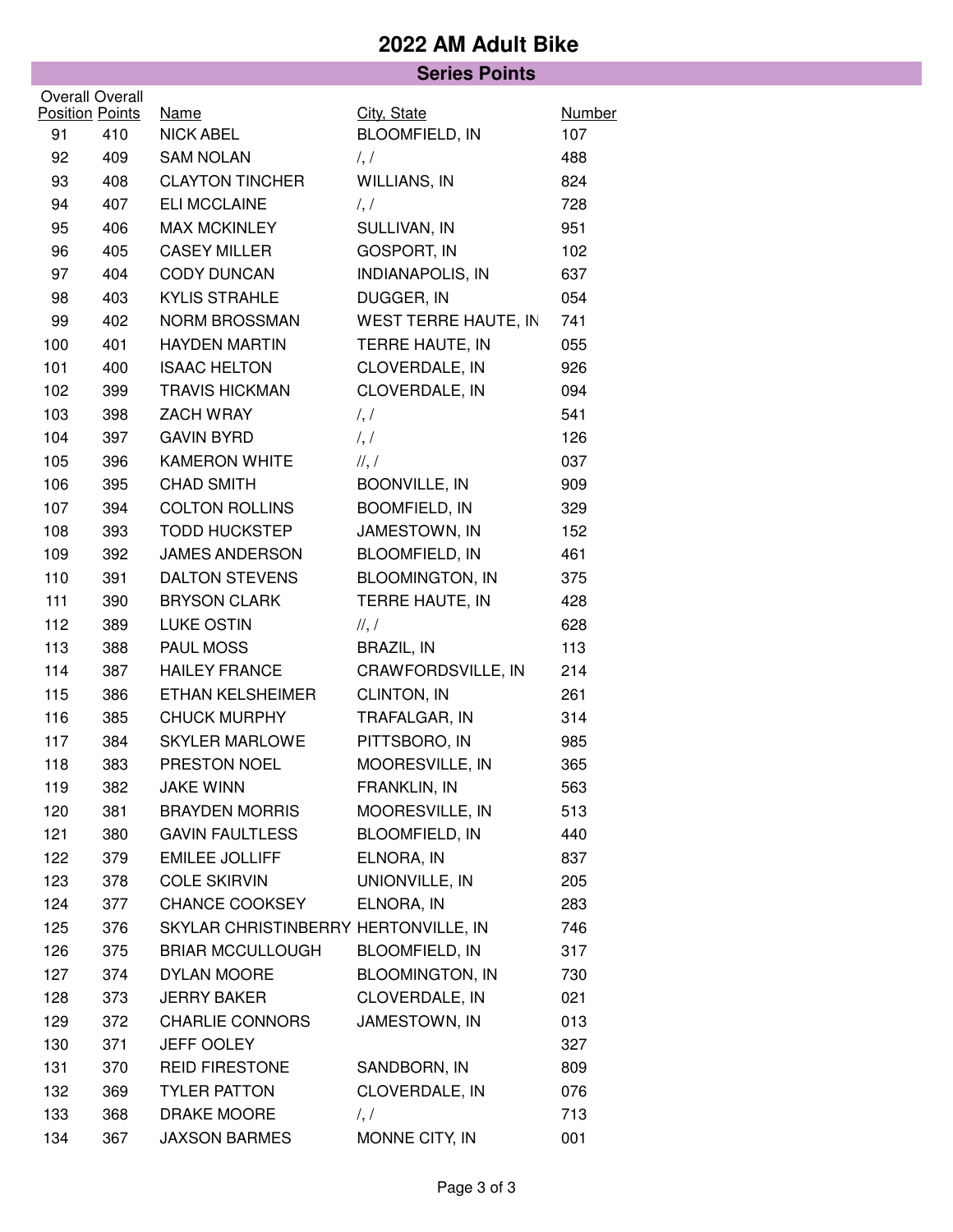# 2022 AM Adult Bike

## Series Points

| Overall Position | Overall Points | Name | City, State | Number |
|---|---|---|---|---|
| 91 | 410 | NICK ABEL | BLOOMFIELD, IN | 107 |
| 92 | 409 | SAM NOLAN | /, / | 488 |
| 93 | 408 | CLAYTON TINCHER | WILLIANS, IN | 824 |
| 94 | 407 | ELI MCCLAINE | /, / | 728 |
| 95 | 406 | MAX MCKINLEY | SULLIVAN, IN | 951 |
| 96 | 405 | CASEY MILLER | GOSPORT, IN | 102 |
| 97 | 404 | CODY DUNCAN | INDIANAPOLIS, IN | 637 |
| 98 | 403 | KYLIS STRAHLE | DUGGER, IN | 054 |
| 99 | 402 | NORM BROSSMAN | WEST TERRE HAUTE, IN | 741 |
| 100 | 401 | HAYDEN MARTIN | TERRE HAUTE, IN | 055 |
| 101 | 400 | ISAAC HELTON | CLOVERDALE, IN | 926 |
| 102 | 399 | TRAVIS HICKMAN | CLOVERDALE, IN | 094 |
| 103 | 398 | ZACH WRAY | /, / | 541 |
| 104 | 397 | GAVIN BYRD | /, / | 126 |
| 105 | 396 | KAMERON WHITE | //, / | 037 |
| 106 | 395 | CHAD SMITH | BOONVILLE, IN | 909 |
| 107 | 394 | COLTON ROLLINS | BOOMFIELD, IN | 329 |
| 108 | 393 | TODD HUCKSTEP | JAMESTOWN, IN | 152 |
| 109 | 392 | JAMES ANDERSON | BLOOMFIELD, IN | 461 |
| 110 | 391 | DALTON STEVENS | BLOOMINGTON, IN | 375 |
| 111 | 390 | BRYSON CLARK | TERRE HAUTE, IN | 428 |
| 112 | 389 | LUKE OSTIN | //, / | 628 |
| 113 | 388 | PAUL MOSS | BRAZIL, IN | 113 |
| 114 | 387 | HAILEY FRANCE | CRAWFORDSVILLE, IN | 214 |
| 115 | 386 | ETHAN KELSHEIMER | CLINTON, IN | 261 |
| 116 | 385 | CHUCK MURPHY | TRAFALGAR, IN | 314 |
| 117 | 384 | SKYLER MARLOWE | PITTSBORO, IN | 985 |
| 118 | 383 | PRESTON NOEL | MOORESVILLE, IN | 365 |
| 119 | 382 | JAKE WINN | FRANKLIN, IN | 563 |
| 120 | 381 | BRAYDEN MORRIS | MOORESVILLE, IN | 513 |
| 121 | 380 | GAVIN FAULTLESS | BLOOMFIELD, IN | 440 |
| 122 | 379 | EMILEE JOLLIFF | ELNORA, IN | 837 |
| 123 | 378 | COLE SKIRVIN | UNIONVILLE, IN | 205 |
| 124 | 377 | CHANCE COOKSEY | ELNORA, IN | 283 |
| 125 | 376 | SKYLAR CHRISTINBERRY | HERTONVILLE, IN | 746 |
| 126 | 375 | BRIAR MCCULLOUGH | BLOOMFIELD, IN | 317 |
| 127 | 374 | DYLAN MOORE | BLOOMINGTON, IN | 730 |
| 128 | 373 | JERRY BAKER | CLOVERDALE, IN | 021 |
| 129 | 372 | CHARLIE CONNORS | JAMESTOWN, IN | 013 |
| 130 | 371 | JEFF OOLEY | | 327 |
| 131 | 370 | REID FIRESTONE | SANDBORN, IN | 809 |
| 132 | 369 | TYLER PATTON | CLOVERDALE, IN | 076 |
| 133 | 368 | DRAKE MOORE | /, / | 713 |
| 134 | 367 | JAXSON BARMES | MONNE CITY, IN | 001 |